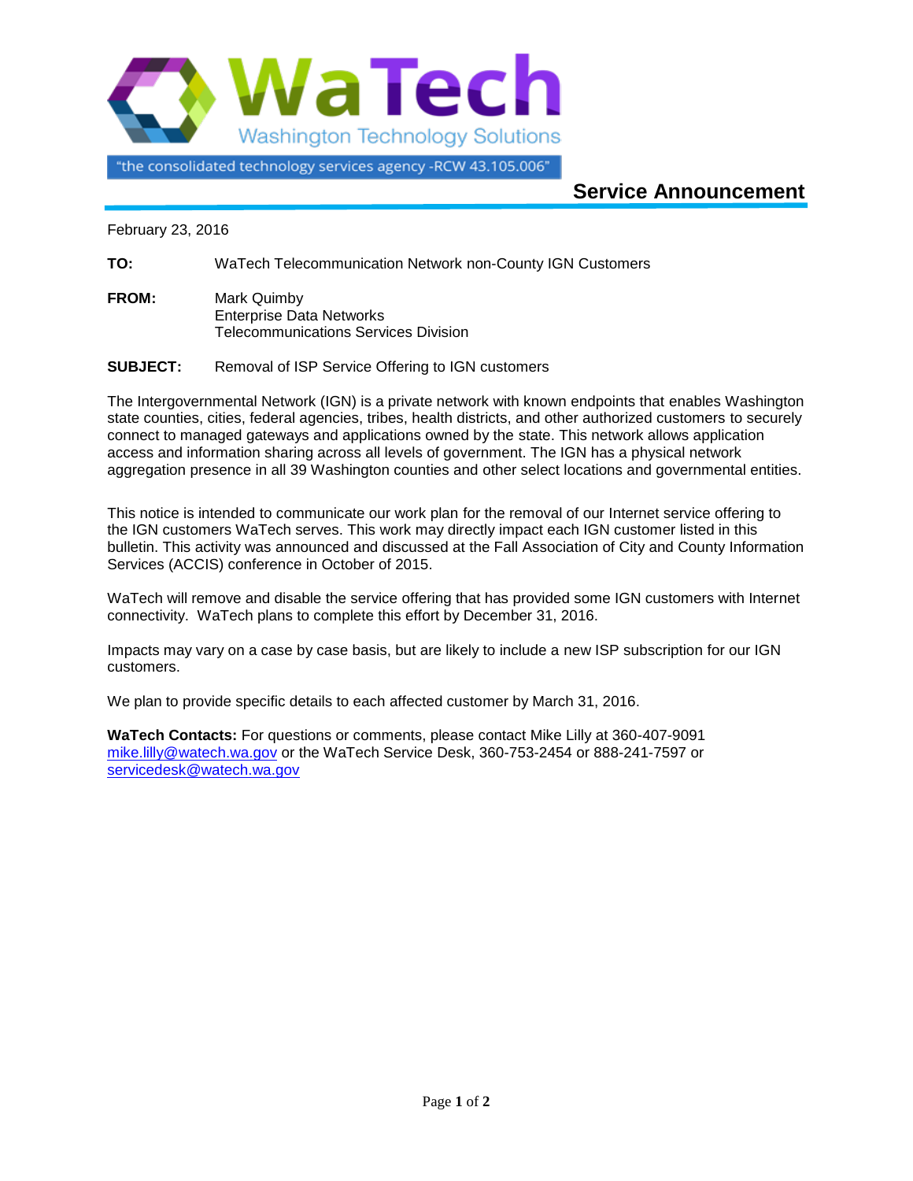# WaTech

Washington Technology Solutions

"the consolidated technology services agency -RCW 43.105.006"

## Service Announcement

February 23, 2016

**TO:** WaTech Telecommunication Network non-County IGN Customers

**FROM:** Mark Quimby
Enterprise Data Networks
Telecommunications Services Division

**SUBJECT:** Removal of ISP Service Offering to IGN customers

The Intergovernmental Network (IGN) is a private network with known endpoints that enables Washington state counties, cities, federal agencies, tribes, health districts, and other authorized customers to securely connect to managed gateways and applications owned by the state. This network allows application access and information sharing across all levels of government. The IGN has a physical network aggregation presence in all 39 Washington counties and other select locations and governmental entities.

This notice is intended to communicate our work plan for the removal of our Internet service offering to the IGN customers WaTech serves. This work may directly impact each IGN customer listed in this bulletin. This activity was announced and discussed at the Fall Association of City and County Information Services (ACCIS) conference in October of 2015.

WaTech will remove and disable the service offering that has provided some IGN customers with Internet connectivity. WaTech plans to complete this effort by December 31, 2016.

Impacts may vary on a case by case basis, but are likely to include a new ISP subscription for our IGN customers.

We plan to provide specific details to each affected customer by March 31, 2016.

**WaTech Contacts:** For questions or comments, please contact Mike Lilly at 360-407-9091 mike.lilly@watech.wa.gov or the WaTech Service Desk, 360-753-2454 or 888-241-7597 or servicedesk@watech.wa.gov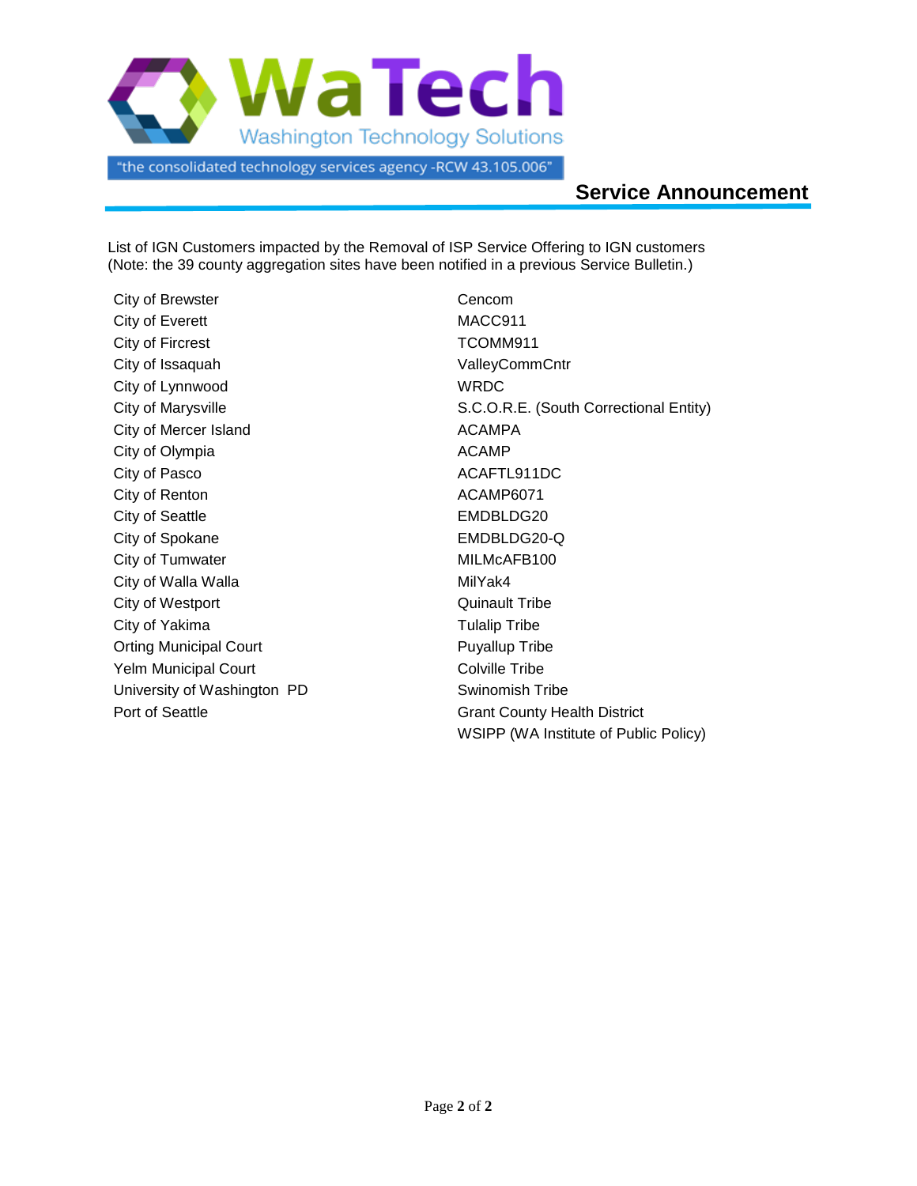# WaTech

Washington Technology Solutions

"the consolidated technology services agency -RCW 43.105.006"

## Service Announcement

List of IGN Customers impacted by the Removal of ISP Service Offering to IGN customers
(Note: the 39 county aggregation sites have been notified in a previous Service Bulletin.)

City of Brewster
City of Everett
City of Fircrest
City of Issaquah
City of Lynnwood
City of Marysville
City of Mercer Island
City of Olympia
City of Pasco
City of Renton
City of Seattle
City of Spokane
City of Tumwater
City of Walla Walla
City of Westport
City of Yakima
Orting Municipal Court
Yelm Municipal Court
University of Washington PD
Port of Seattle

Cencom
MACC911
TCOMM911
ValleyCommCntr
WRDC
S.C.O.R.E. (South Correctional Entity)
ACAMPA
ACAMP
ACAFTL911DC
ACAMP6071
EMDBLDG20
EMDBLDG20-Q
MILMcAFB100
MilYak4
Quinault Tribe
Tulalip Tribe
Puyallup Tribe
Colville Tribe
Swinomish Tribe
Grant County Health District
WSIPP (WA Institute of Public Policy)